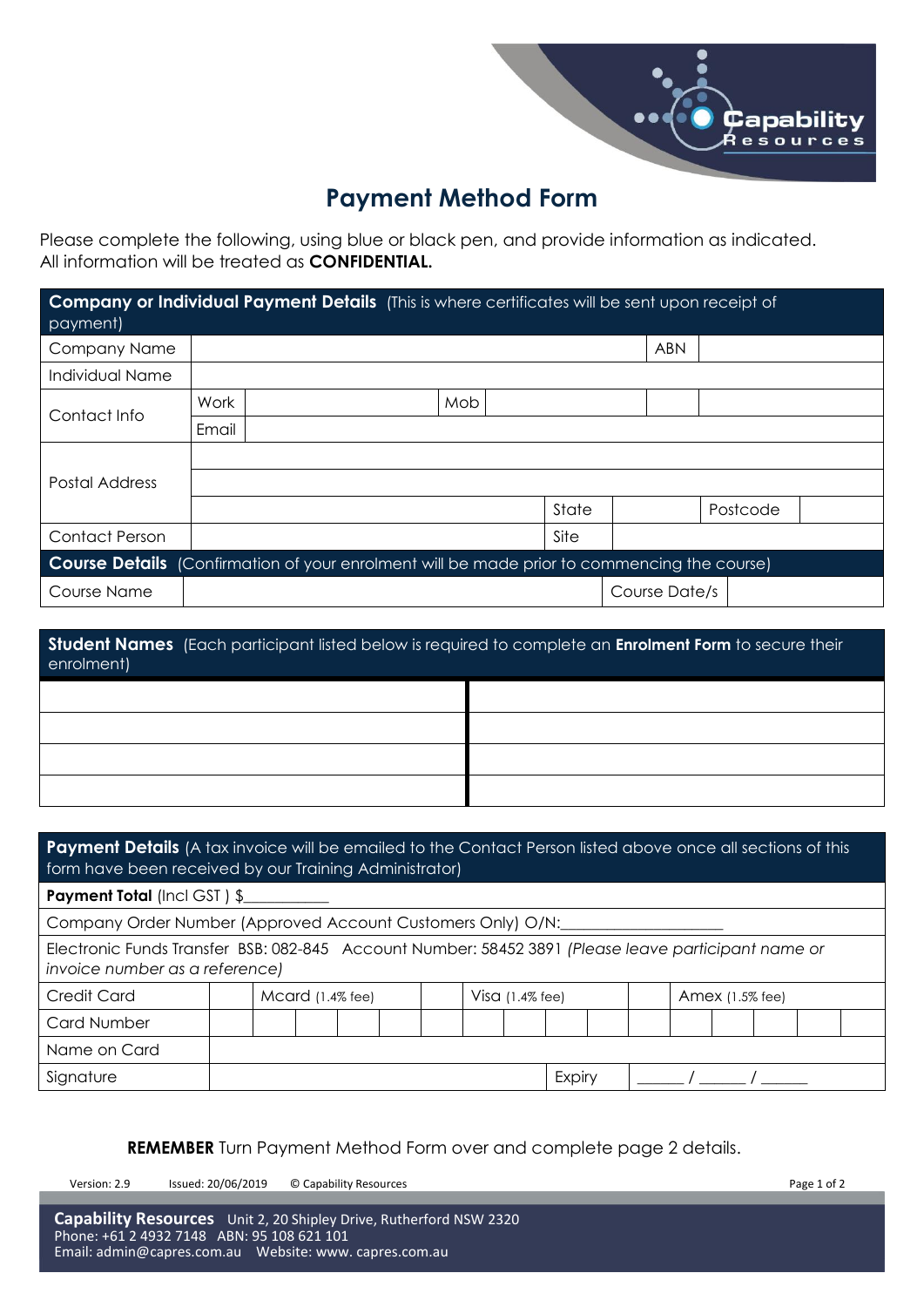# Payment Method Form

Please complete the following, using blue or black pen, and provide information as indicated.
All information will be treated as **CONFIDENTIAL.**

| **Company or Individual Payment Details** (This is where certificates will be sent upon receipt of payment) | | | | | | | |
|---|---|---|---|---|---|---|---|
| Company Name | | | | | | ABN | |
| Individual Name | | | | | | | |
| Contact Info | Work | | Mob | | | | |
| | Email | | | | | | |
| Postal Address | | | | | | | |
| | | | | | | | |
| | | | | State | | Postcode | |
| Contact Person | | | | Site | | | |
| **Course Details** (Confirmation of your enrolment will be made prior to commencing the course) | | | | | | | |
| Course Name | | | | | Course Date/s | | |

| **Student Names** (Each participant listed below is required to complete an **Enrolment Form** to secure their enrolment) | |
|---|---|
| | |
| | |
| | |
| | |

| **Payment Details** (A tax invoice will be emailed to the Contact Person listed above once all sections of this form have been received by our Training Administrator) | | | | | | | | | | | | | | | | |
|---|---|---|---|---|---|---|---|---|---|---|---|---|---|---|---|---|
| **Payment Total** (Incl GST ) $__________ | | | | | | | | | | | | | | | | |
| Company Order Number (Approved Account Customers Only) O/N:__________________ | | | | | | | | | | | | | | | | |
| Electronic Funds Transfer BSB: 082-845 Account Number: 58452 3891 *(Please leave participant name or invoice number as a reference)* | | | | | | | | | | | | | | | | |
| Credit Card | | Mcard (1.4% fee) | | | | | Visa (1.4% fee) | | | | | Amex (1.5% fee) | | | | |
| Card Number | | | | | | | | | | | | | | | | |
| Name on Card | | | | | | | | | | | | | | | | |
| Signature | | | | | | | | Expiry | | _____ / _____ / _____ | | | | | | |

**REMEMBER** Turn Payment Method Form over and complete page 2 details.

Version: 2.9 Issued: 20/06/2019 © Capability Resources

**Capability Resources** Unit 2, 20 Shipley Drive, Rutherford NSW 2320
Phone: +61 2 4932 7148 ABN: 95 108 621 101
Email: admin@capres.com.au Website: www. capres.com.au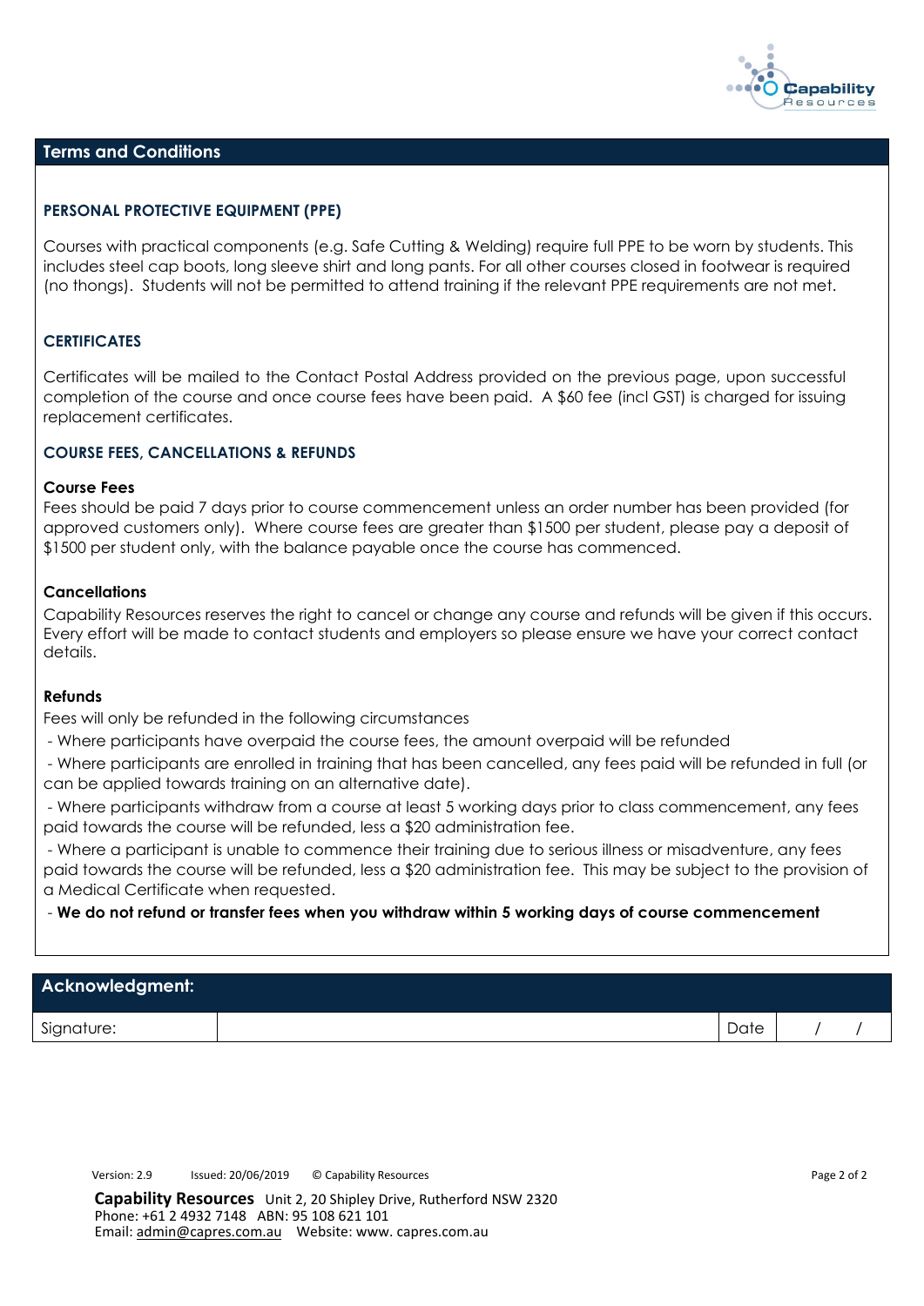## Terms and Conditions

### PERSONAL PROTECTIVE EQUIPMENT (PPE)

Courses with practical components (e.g. Safe Cutting & Welding) require full PPE to be worn by students. This includes steel cap boots, long sleeve shirt and long pants. For all other courses closed in footwear is required (no thongs). Students will not be permitted to attend training if the relevant PPE requirements are not met.

### CERTIFICATES

Certificates will be mailed to the Contact Postal Address provided on the previous page, upon successful completion of the course and once course fees have been paid. A $60 fee (incl GST) is charged for issuing replacement certificates.

### COURSE FEES, CANCELLATIONS & REFUNDS

**Course Fees**

Fees should be paid 7 days prior to course commencement unless an order number has been provided (for approved customers only). Where course fees are greater than $1500 per student, please pay a deposit of $1500 per student only, with the balance payable once the course has commenced.

**Cancellations**

Capability Resources reserves the right to cancel or change any course and refunds will be given if this occurs. Every effort will be made to contact students and employers so please ensure we have your correct contact details.

**Refunds**

Fees will only be refunded in the following circumstances

- Where participants have overpaid the course fees, the amount overpaid will be refunded
- Where participants are enrolled in training that has been cancelled, any fees paid will be refunded in full (or can be applied towards training on an alternative date).
- Where participants withdraw from a course at least 5 working days prior to class commencement, any fees paid towards the course will be refunded, less a $20 administration fee.
- Where a participant is unable to commence their training due to serious illness or misadventure, any fees paid towards the course will be refunded, less a $20 administration fee. This may be subject to the provision of a Medical Certificate when requested.
- **We do not refund or transfer fees when you withdraw within 5 working days of course commencement**

## Acknowledgment:

| | | | |
|---|---|---|---|
| Signature: | | Date | / / |

Version: 2.9 Issued: 20/06/2019 © Capability Resources

**Capability Resources** Unit 2, 20 Shipley Drive, Rutherford NSW 2320
Phone: +61 2 4932 7148 ABN: 95 108 621 101
Email: admin@capres.com.au Website: www. capres.com.au